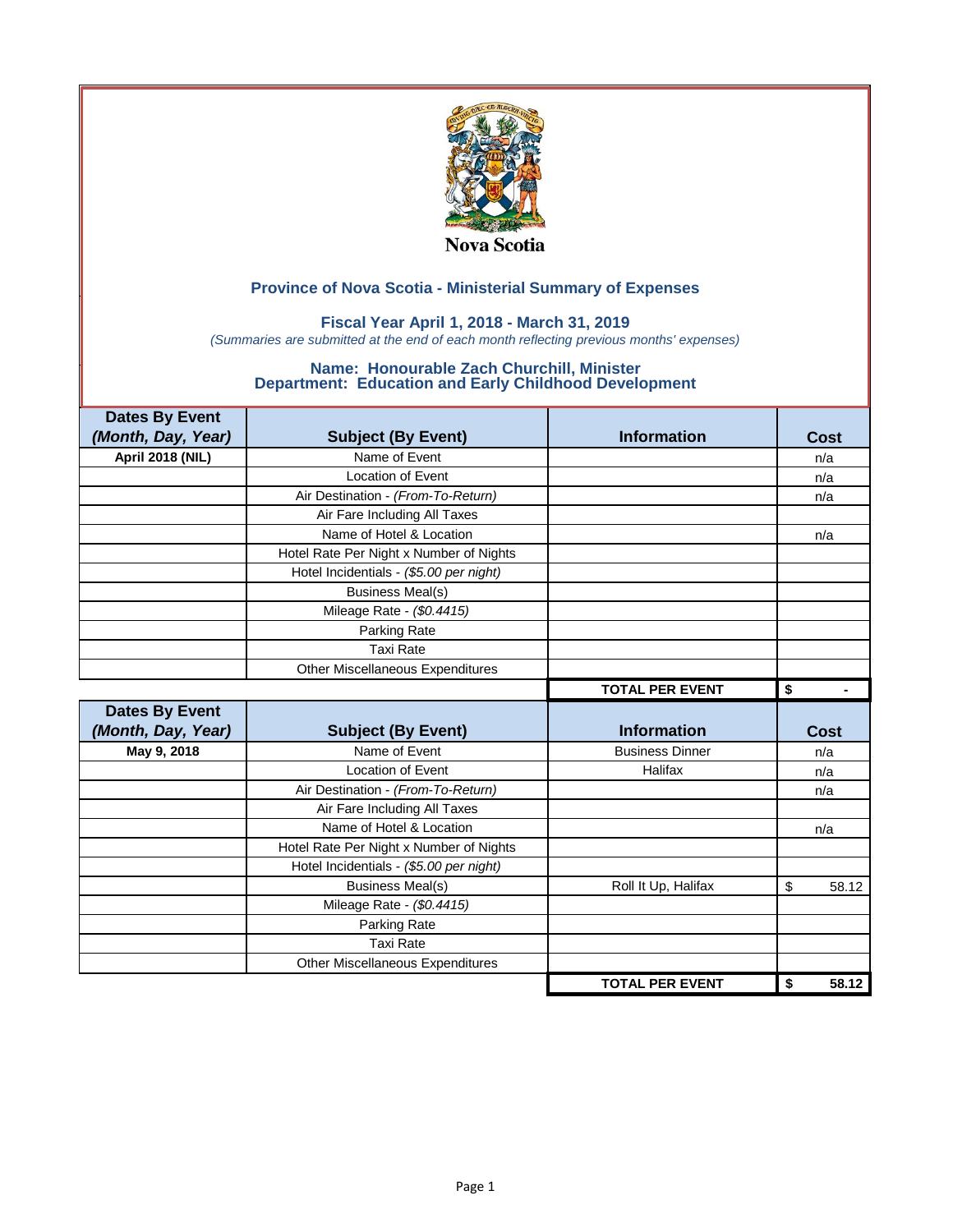Nova Scotia

## Province of Nova Scotia - Ministerial Summary of Expenses

### Fiscal Year April 1, 2018 - March 31, 2019

*(Summaries are submitted at the end of each month reflecting previous months' expenses)*

### Name: Honourable Zach Churchill, Minister
### Department: Education and Early Childhood Development

| Dates By Event *(Month, Day, Year)* | Subject (By Event) | Information | Cost |
|---|---|---|---|
| **April 2018 (NIL)** | Name of Event | | n/a |
| | Location of Event | | n/a |
| | Air Destination - *(From-To-Return)* | | n/a |
| | Air Fare Including All Taxes | | |
| | Name of Hotel & Location | | n/a |
| | Hotel Rate Per Night x Number of Nights | | |
| | Hotel Incidentials - *($5.00 per night)* | | |
| | Business Meal(s) | | |
| | Mileage Rate - *($0.4415)* | | |
| | Parking Rate | | |
| | Taxi Rate | | |
| | Other Miscellaneous Expenditures | | |
| | | **TOTAL PER EVENT** | **$ -** |

| Dates By Event *(Month, Day, Year)* | Subject (By Event) | Information | Cost |
|---|---|---|---|
| **May 9, 2018** | Name of Event | Business Dinner | n/a |
| | Location of Event | Halifax | n/a |
| | Air Destination - *(From-To-Return)* | | n/a |
| | Air Fare Including All Taxes | | |
| | Name of Hotel & Location | | n/a |
| | Hotel Rate Per Night x Number of Nights | | |
| | Hotel Incidentials - *($5.00 per night)* | | |
| | Business Meal(s) | Roll It Up, Halifax | $ 58.12 |
| | Mileage Rate - *($0.4415)* | | |
| | Parking Rate | | |
| | Taxi Rate | | |
| | Other Miscellaneous Expenditures | | |
| | | **TOTAL PER EVENT** | **$ 58.12** |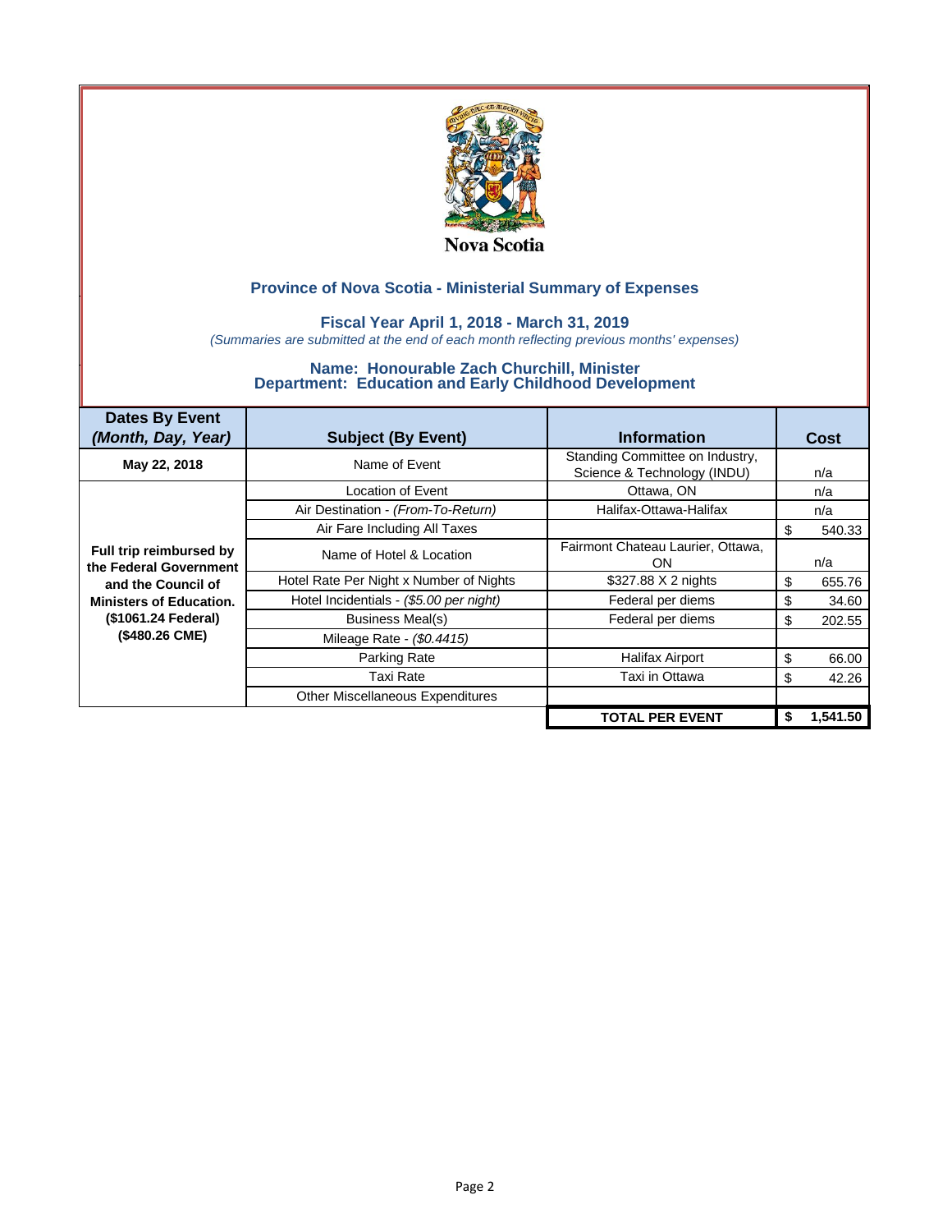Nova Scotia

## Province of Nova Scotia - Ministerial Summary of Expenses

### Fiscal Year April 1, 2018 - March 31, 2019

*(Summaries are submitted at the end of each month reflecting previous months' expenses)*

### Name: Honourable Zach Churchill, Minister
### Department: Education and Early Childhood Development

| Dates By Event *(Month, Day, Year)* | Subject (By Event) | Information | Cost |
|---|---|---|---|
| **May 22, 2018** | Name of Event | Standing Committee on Industry, Science & Technology (INDU) | n/a |
| **Full trip reimbursed by the Federal Government and the Council of Ministers of Education. ($1061.24 Federal) ($480.26 CME)** | Location of Event | Ottawa, ON | n/a |
| | Air Destination - *(From-To-Return)* | Halifax-Ottawa-Halifax | n/a |
| | Air Fare Including All Taxes | | $ 540.33 |
| | Name of Hotel & Location | Fairmont Chateau Laurier, Ottawa, ON | n/a |
| | Hotel Rate Per Night x Number of Nights | $327.88 X 2 nights | $ 655.76 |
| | Hotel Incidentials - *($5.00 per night)* | Federal per diems | $ 34.60 |
| | Business Meal(s) | Federal per diems | $ 202.55 |
| | Mileage Rate - *($0.4415)* | | |
| | Parking Rate | Halifax Airport | $ 66.00 |
| | Taxi Rate | Taxi in Ottawa | $ 42.26 |
| | Other Miscellaneous Expenditures | | |
| | | **TOTAL PER EVENT** | **$ 1,541.50** |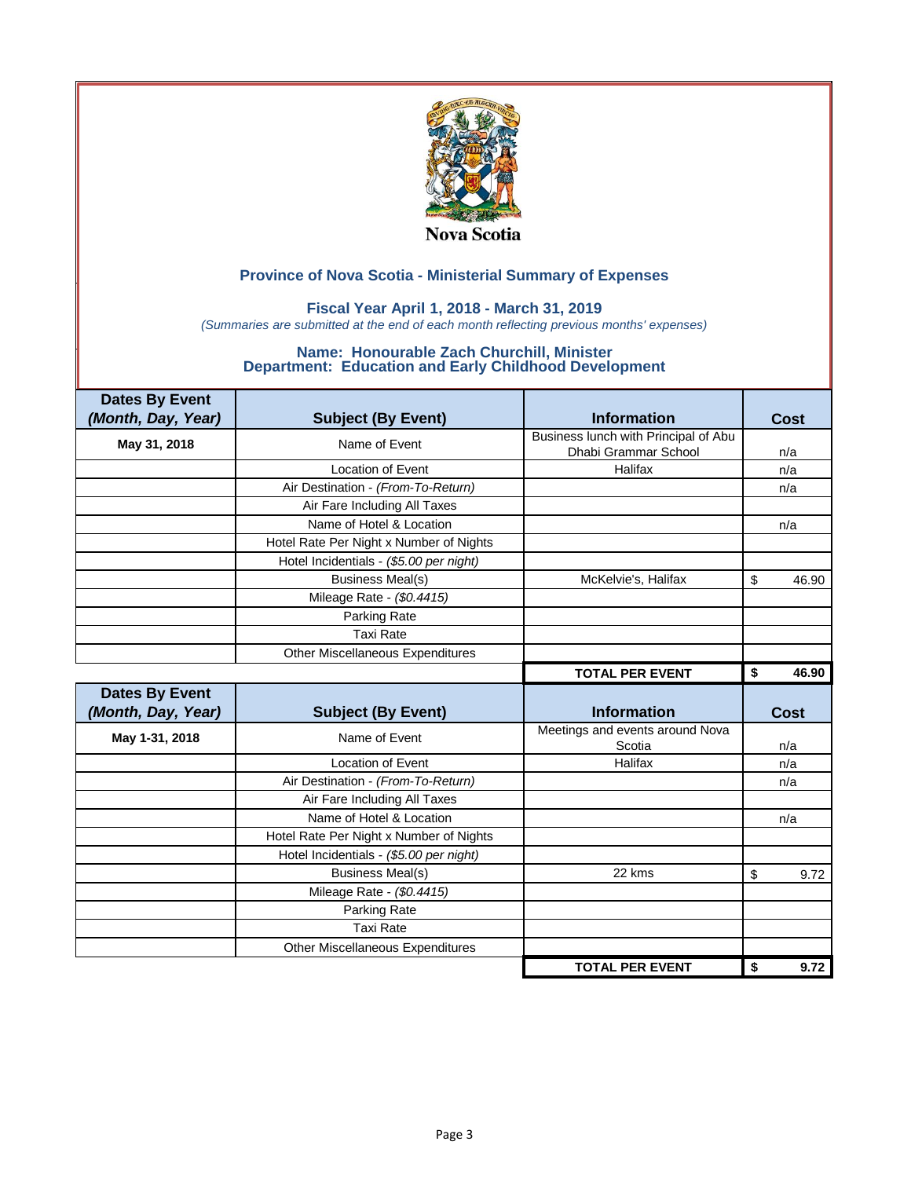Nova Scotia

## Province of Nova Scotia - Ministerial Summary of Expenses

### Fiscal Year April 1, 2018 - March 31, 2019

*(Summaries are submitted at the end of each month reflecting previous months' expenses)*

### Name: Honourable Zach Churchill, Minister
### Department: Education and Early Childhood Development

| Dates By Event *(Month, Day, Year)* | Subject (By Event) | Information | Cost |
|---|---|---|---|
| May 31, 2018 | Name of Event | Business lunch with Principal of Abu Dhabi Grammar School | n/a |
| | Location of Event | Halifax | n/a |
| | Air Destination - *(From-To-Return)* | | n/a |
| | Air Fare Including All Taxes | | |
| | Name of Hotel & Location | | n/a |
| | Hotel Rate Per Night x Number of Nights | | |
| | Hotel Incidentials - *($5.00 per night)* | | |
| | Business Meal(s) | McKelvie's, Halifax | $ 46.90 |
| | Mileage Rate - *($0.4415)* | | |
| | Parking Rate | | |
| | Taxi Rate | | |
| | Other Miscellaneous Expenditures | | |
| | | **TOTAL PER EVENT** | **$ 46.90** |

| Dates By Event *(Month, Day, Year)* | Subject (By Event) | Information | Cost |
|---|---|---|---|
| May 1-31, 2018 | Name of Event | Meetings and events around Nova Scotia | n/a |
| | Location of Event | Halifax | n/a |
| | Air Destination - *(From-To-Return)* | | n/a |
| | Air Fare Including All Taxes | | |
| | Name of Hotel & Location | | n/a |
| | Hotel Rate Per Night x Number of Nights | | |
| | Hotel Incidentials - *($5.00 per night)* | | |
| | Business Meal(s) | 22 kms | $ 9.72 |
| | Mileage Rate - *($0.4415)* | | |
| | Parking Rate | | |
| | Taxi Rate | | |
| | Other Miscellaneous Expenditures | | |
| | | **TOTAL PER EVENT** | **$ 9.72** |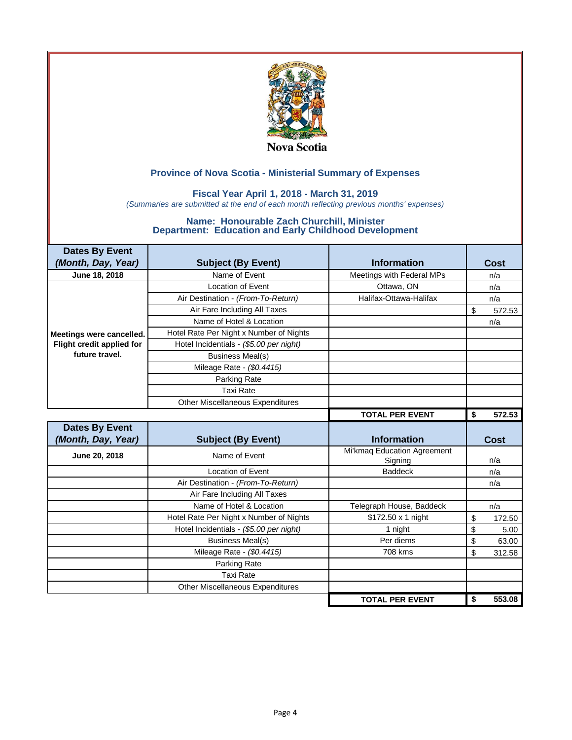Nova Scotia

## Province of Nova Scotia - Ministerial Summary of Expenses

### Fiscal Year April 1, 2018 - March 31, 2019

*(Summaries are submitted at the end of each month reflecting previous months' expenses)*

### Name: Honourable Zach Churchill, Minister
### Department: Education and Early Childhood Development

| Dates By Event *(Month, Day, Year)* | Subject (By Event) | Information | Cost |
|---|---|---|---|
| **June 18, 2018** | Name of Event | Meetings with Federal MPs | n/a |
| | Location of Event | Ottawa, ON | n/a |
| | Air Destination - *(From-To-Return)* | Halifax-Ottawa-Halifax | n/a |
| | Air Fare Including All Taxes | | $ 572.53 |
| | Name of Hotel & Location | | n/a |
| **Meetings were cancelled. Flight credit applied for future travel.** | Hotel Rate Per Night x Number of Nights | | |
| | Hotel Incidentials - *($5.00 per night)* | | |
| | Business Meal(s) | | |
| | Mileage Rate - *($0.4415)* | | |
| | Parking Rate | | |
| | Taxi Rate | | |
| | Other Miscellaneous Expenditures | | |
| | | **TOTAL PER EVENT** | **$ 572.53** |

| Dates By Event *(Month, Day, Year)* | Subject (By Event) | Information | Cost |
|---|---|---|---|
| **June 20, 2018** | Name of Event | Mi'kmaq Education Agreement Signing | n/a |
| | Location of Event | Baddeck | n/a |
| | Air Destination - *(From-To-Return)* | | n/a |
| | Air Fare Including All Taxes | | |
| | Name of Hotel & Location | Telegraph House, Baddeck | n/a |
| | Hotel Rate Per Night x Number of Nights | $172.50 x 1 night | $ 172.50 |
| | Hotel Incidentials - *($5.00 per night)* | 1 night | $ 5.00 |
| | Business Meal(s) | Per diems | $ 63.00 |
| | Mileage Rate - *($0.4415)* | 708 kms | $ 312.58 |
| | Parking Rate | | |
| | Taxi Rate | | |
| | Other Miscellaneous Expenditures | | |
| | | **TOTAL PER EVENT** | **$ 553.08** |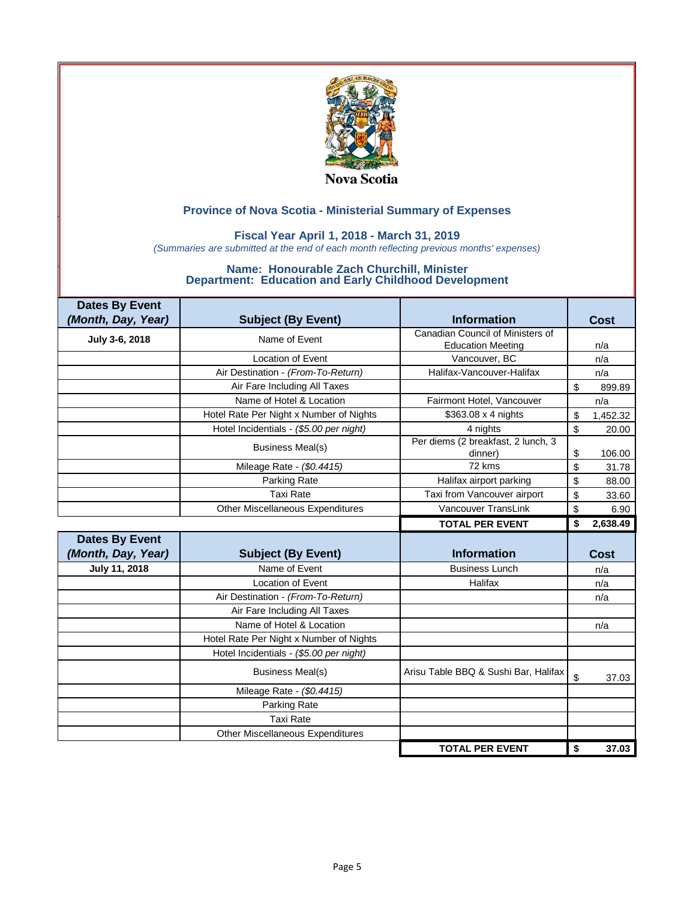Nova Scotia

## Province of Nova Scotia - Ministerial Summary of Expenses

### Fiscal Year April 1, 2018 - March 31, 2019

*(Summaries are submitted at the end of each month reflecting previous months' expenses)*

### Name: Honourable Zach Churchill, Minister
### Department: Education and Early Childhood Development

| Dates By Event *(Month, Day, Year)* | Subject (By Event) | Information | Cost |
|---|---|---|---|
| July 3-6, 2018 | Name of Event | Canadian Council of Ministers of Education Meeting | n/a |
| | Location of Event | Vancouver, BC | n/a |
| | Air Destination - *(From-To-Return)* | Halifax-Vancouver-Halifax | n/a |
| | Air Fare Including All Taxes | | $ 899.89 |
| | Name of Hotel & Location | Fairmont Hotel, Vancouver | n/a |
| | Hotel Rate Per Night x Number of Nights | $363.08 x 4 nights | $ 1,452.32 |
| | Hotel Incidentials - *($5.00 per night)* | 4 nights | $ 20.00 |
| | Business Meal(s) | Per diems (2 breakfast, 2 lunch, 3 dinner) | $ 106.00 |
| | Mileage Rate - *($0.4415)* | 72 kms | $ 31.78 |
| | Parking Rate | Halifax airport parking | $ 88.00 |
| | Taxi Rate | Taxi from Vancouver airport | $ 33.60 |
| | Other Miscellaneous Expenditures | Vancouver TransLink | $ 6.90 |
| | | **TOTAL PER EVENT** | **$ 2,638.49** |

| Dates By Event *(Month, Day, Year)* | Subject (By Event) | Information | Cost |
|---|---|---|---|
| July 11, 2018 | Name of Event | Business Lunch | n/a |
| | Location of Event | Halifax | n/a |
| | Air Destination - *(From-To-Return)* | | n/a |
| | Air Fare Including All Taxes | | |
| | Name of Hotel & Location | | n/a |
| | Hotel Rate Per Night x Number of Nights | | |
| | Hotel Incidentials - *($5.00 per night)* | | |
| | Business Meal(s) | Arisu Table BBQ & Sushi Bar, Halifax | $ 37.03 |
| | Mileage Rate - *($0.4415)* | | |
| | Parking Rate | | |
| | Taxi Rate | | |
| | Other Miscellaneous Expenditures | | |
| | | **TOTAL PER EVENT** | **$ 37.03** |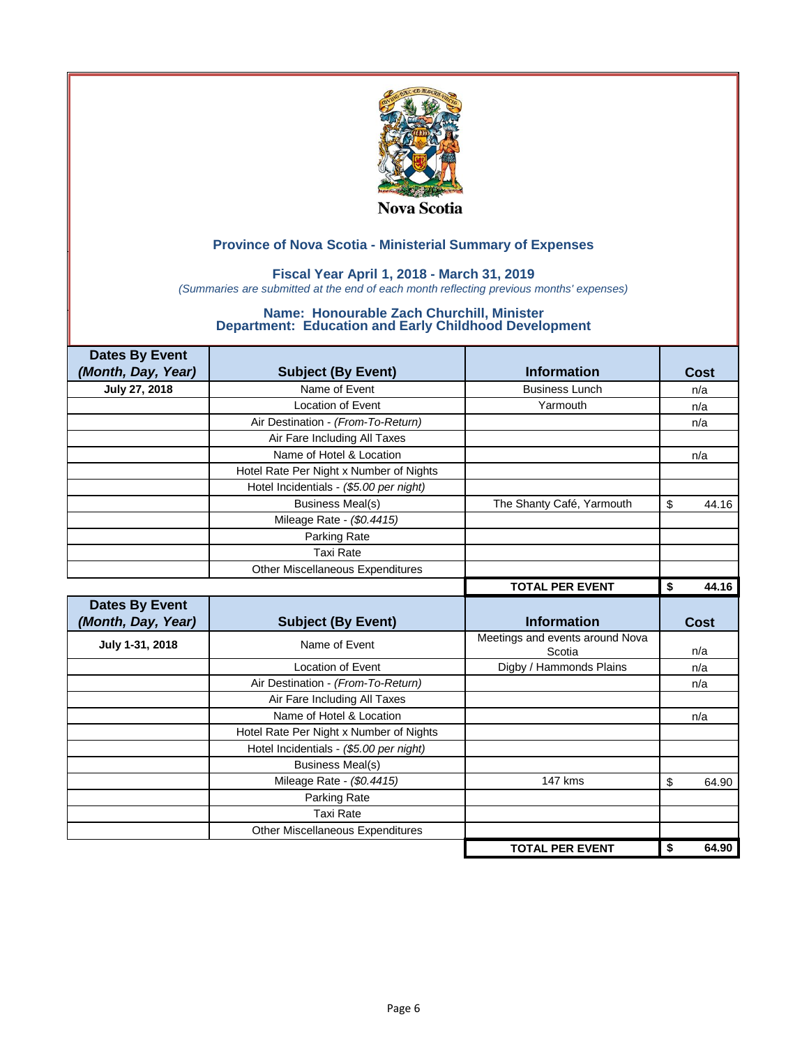Nova Scotia

## Province of Nova Scotia - Ministerial Summary of Expenses

### Fiscal Year April 1, 2018 - March 31, 2019

*(Summaries are submitted at the end of each month reflecting previous months' expenses)*

### Name: Honourable Zach Churchill, Minister
### Department: Education and Early Childhood Development

| Dates By Event *(Month, Day, Year)* | Subject (By Event) | Information | Cost |
|---|---|---|---|
| **July 27, 2018** | Name of Event | Business Lunch | n/a |
| | Location of Event | Yarmouth | n/a |
| | Air Destination - *(From-To-Return)* | | n/a |
| | Air Fare Including All Taxes | | |
| | Name of Hotel & Location | | n/a |
| | Hotel Rate Per Night x Number of Nights | | |
| | Hotel Incidentials - *($5.00 per night)* | | |
| | Business Meal(s) | The Shanty Café, Yarmouth | $ 44.16 |
| | Mileage Rate - *($0.4415)* | | |
| | Parking Rate | | |
| | Taxi Rate | | |
| | Other Miscellaneous Expenditures | | |
| | | **TOTAL PER EVENT** | **$ 44.16** |

| Dates By Event *(Month, Day, Year)* | Subject (By Event) | Information | Cost |
|---|---|---|---|
| **July 1-31, 2018** | Name of Event | Meetings and events around Nova Scotia | n/a |
| | Location of Event | Digby / Hammonds Plains | n/a |
| | Air Destination - *(From-To-Return)* | | n/a |
| | Air Fare Including All Taxes | | |
| | Name of Hotel & Location | | n/a |
| | Hotel Rate Per Night x Number of Nights | | |
| | Hotel Incidentials - *($5.00 per night)* | | |
| | Business Meal(s) | | |
| | Mileage Rate - *($0.4415)* | 147 kms | $ 64.90 |
| | Parking Rate | | |
| | Taxi Rate | | |
| | Other Miscellaneous Expenditures | | |
| | | **TOTAL PER EVENT** | **$ 64.90** |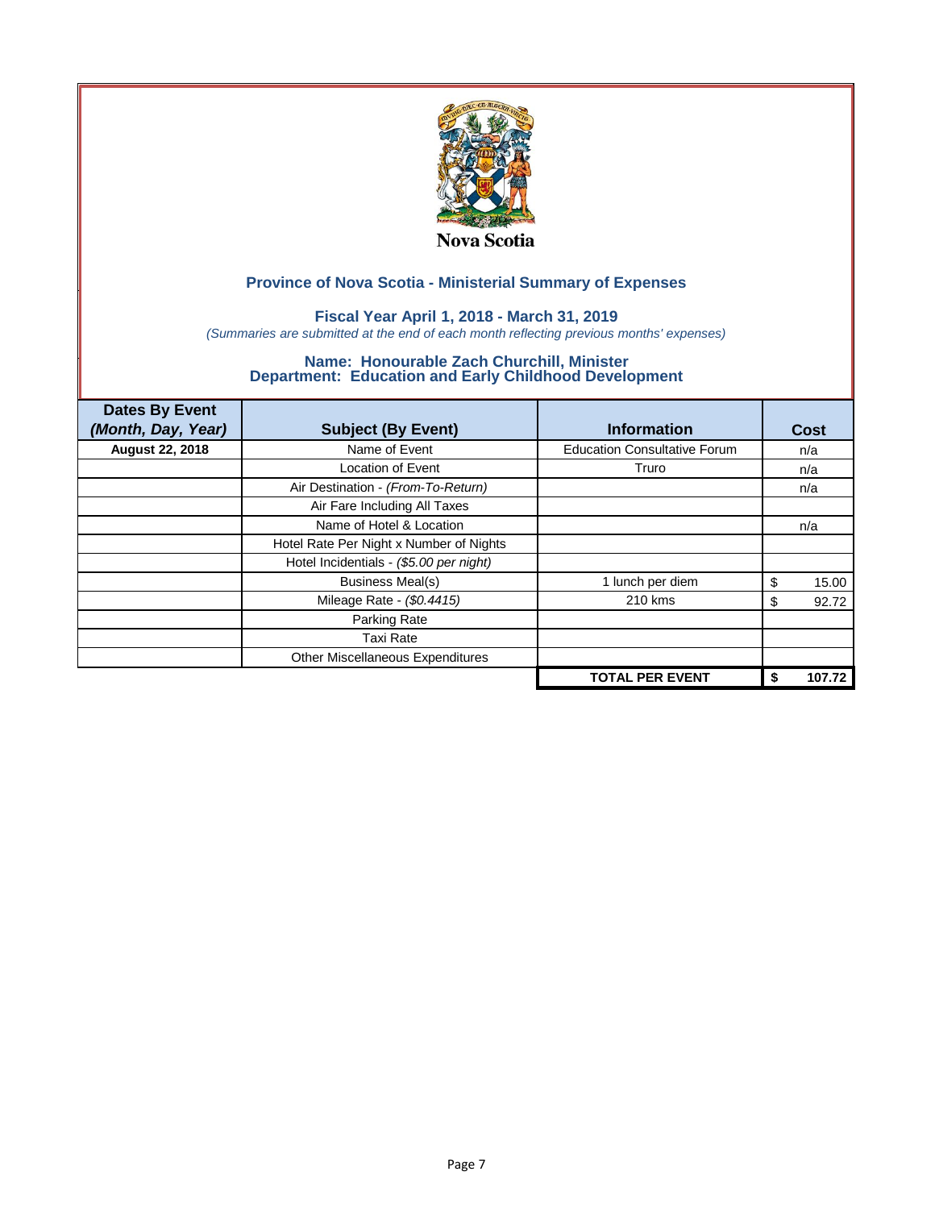Nova Scotia

## Province of Nova Scotia - Ministerial Summary of Expenses

### Fiscal Year April 1, 2018 - March 31, 2019

*(Summaries are submitted at the end of each month reflecting previous months' expenses)*

### Name: Honourable Zach Churchill, Minister
### Department: Education and Early Childhood Development

| Dates By Event *(Month, Day, Year)* | Subject (By Event) | Information | Cost |
|---|---|---|---|
| **August 22, 2018** | Name of Event | Education Consultative Forum | n/a |
| | Location of Event | Truro | n/a |
| | Air Destination - *(From-To-Return)* | | n/a |
| | Air Fare Including All Taxes | | |
| | Name of Hotel & Location | | n/a |
| | Hotel Rate Per Night x Number of Nights | | |
| | Hotel Incidentials - *($5.00 per night)* | | |
| | Business Meal(s) | 1 lunch per diem | $ 15.00 |
| | Mileage Rate - *($0.4415)* | 210 kms | $ 92.72 |
| | Parking Rate | | |
| | Taxi Rate | | |
| | Other Miscellaneous Expenditures | | |
| | | **TOTAL PER EVENT** | **$ 107.72** |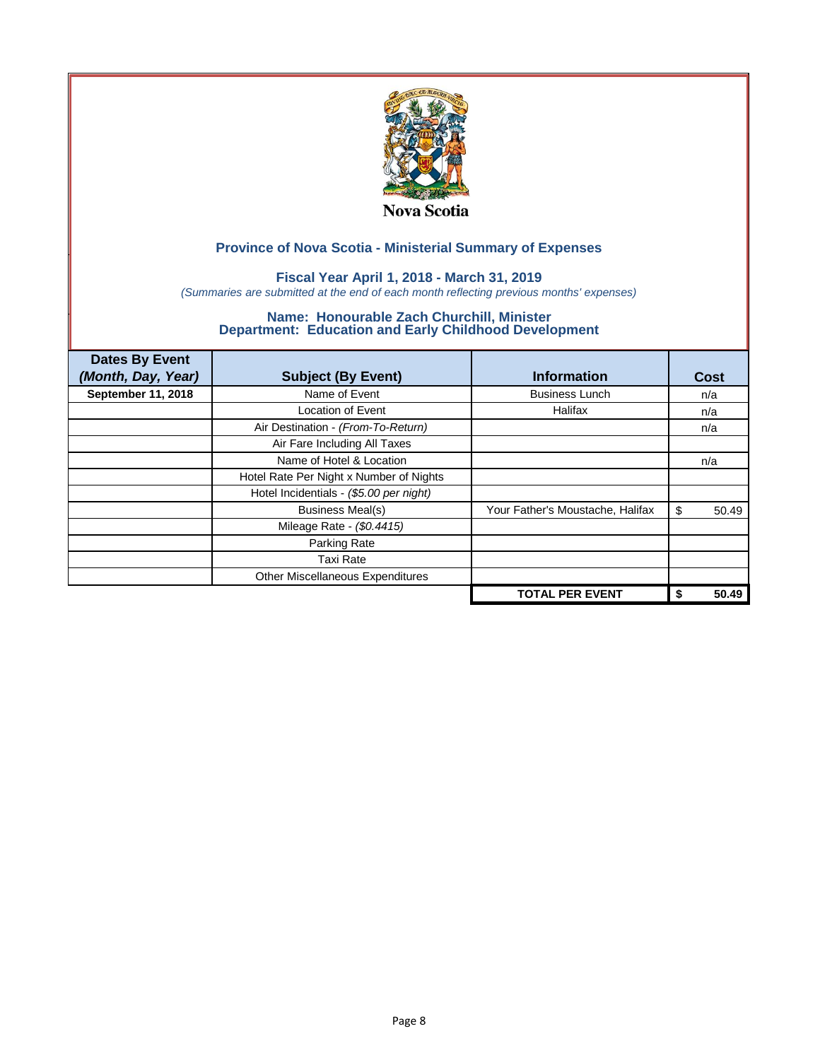Nova Scotia

## Province of Nova Scotia - Ministerial Summary of Expenses

### Fiscal Year April 1, 2018 - March 31, 2019

*(Summaries are submitted at the end of each month reflecting previous months' expenses)*

### Name: Honourable Zach Churchill, Minister
### Department: Education and Early Childhood Development

| Dates By Event *(Month, Day, Year)* | Subject (By Event) | Information | Cost |
|---|---|---|---|
| **September 11, 2018** | Name of Event | Business Lunch | n/a |
| | Location of Event | Halifax | n/a |
| | Air Destination - *(From-To-Return)* | | n/a |
| | Air Fare Including All Taxes | | |
| | Name of Hotel & Location | | n/a |
| | Hotel Rate Per Night x Number of Nights | | |
| | Hotel Incidentials - *($5.00 per night)* | | |
| | Business Meal(s) | Your Father's Moustache, Halifax | $ 50.49 |
| | Mileage Rate - *($0.4415)* | | |
| | Parking Rate | | |
| | Taxi Rate | | |
| | Other Miscellaneous Expenditures | | |
| | | **TOTAL PER EVENT** | **$ 50.49** |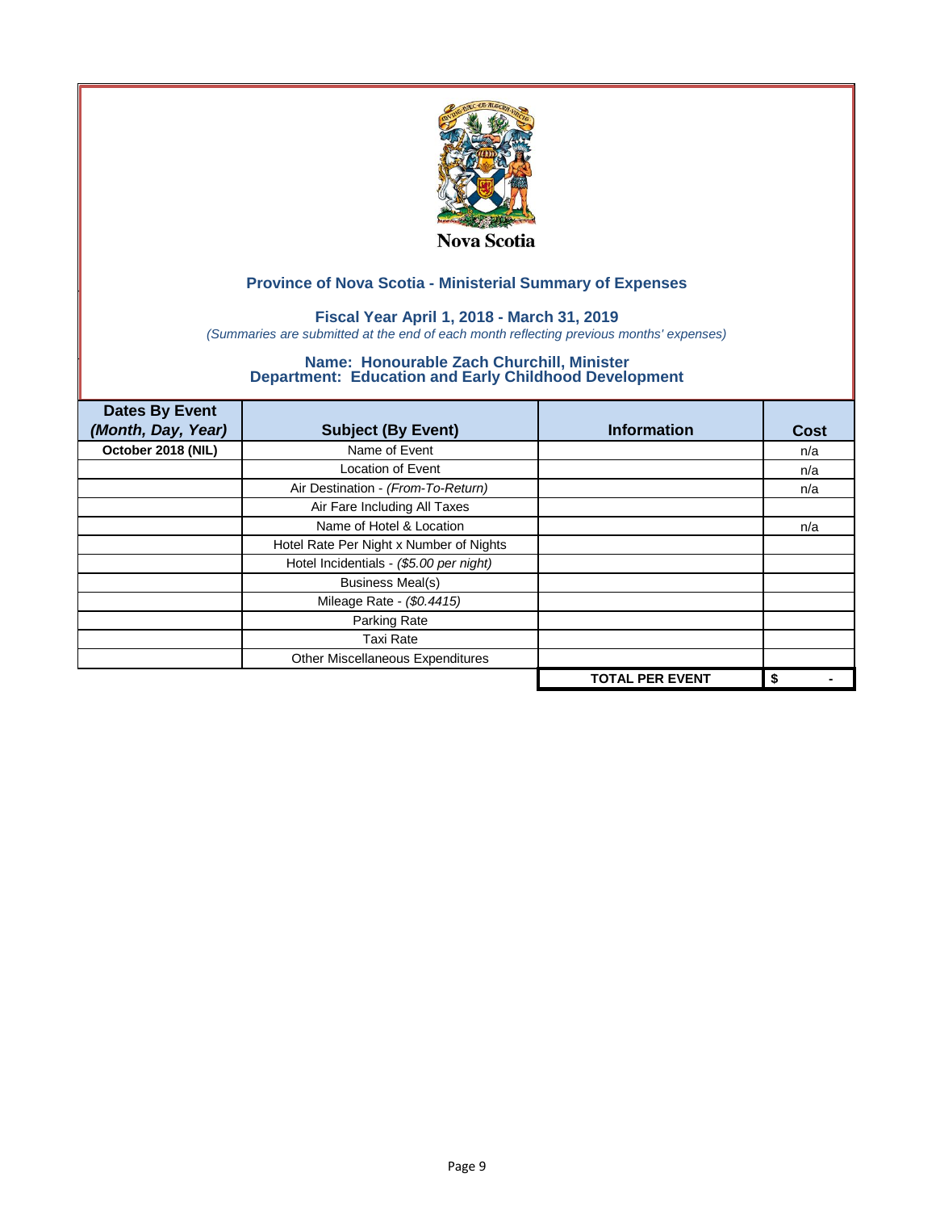Nova Scotia

## Province of Nova Scotia - Ministerial Summary of Expenses

### Fiscal Year April 1, 2018 - March 31, 2019

*(Summaries are submitted at the end of each month reflecting previous months' expenses)*

### Name: Honourable Zach Churchill, Minister
### Department: Education and Early Childhood Development

| Dates By Event *(Month, Day, Year)* | Subject (By Event) | Information | Cost |
|---|---|---|---|
| **October 2018 (NIL)** | Name of Event | | n/a |
| | Location of Event | | n/a |
| | Air Destination - *(From-To-Return)* | | n/a |
| | Air Fare Including All Taxes | | |
| | Name of Hotel & Location | | n/a |
| | Hotel Rate Per Night x Number of Nights | | |
| | Hotel Incidentials - *($5.00 per night)* | | |
| | Business Meal(s) | | |
| | Mileage Rate - *($0.4415)* | | |
| | Parking Rate | | |
| | Taxi Rate | | |
| | Other Miscellaneous Expenditures | | |
| | | **TOTAL PER EVENT** | **$ -** |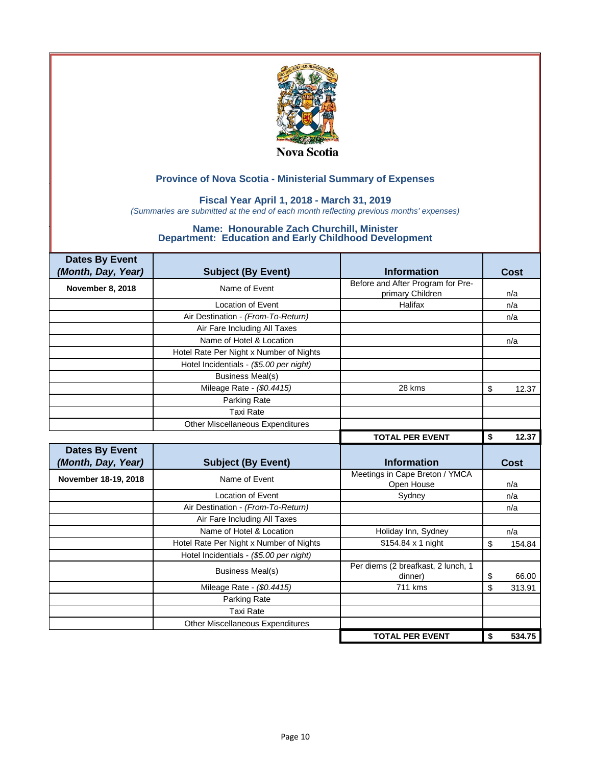Nova Scotia

## Province of Nova Scotia - Ministerial Summary of Expenses

### Fiscal Year April 1, 2018 - March 31, 2019

*(Summaries are submitted at the end of each month reflecting previous months' expenses)*

### Name: Honourable Zach Churchill, Minister
### Department: Education and Early Childhood Development

| Dates By Event *(Month, Day, Year)* | Subject (By Event) | Information | Cost |
|---|---|---|---|
| **November 8, 2018** | Name of Event | Before and After Program for Pre-primary Children | n/a |
| | Location of Event | Halifax | n/a |
| | Air Destination - *(From-To-Return)* | | n/a |
| | Air Fare Including All Taxes | | |
| | Name of Hotel & Location | | n/a |
| | Hotel Rate Per Night x Number of Nights | | |
| | Hotel Incidentials - *($5.00 per night)* | | |
| | Business Meal(s) | | |
| | Mileage Rate - *($0.4415)* | 28 kms | $ 12.37 |
| | Parking Rate | | |
| | Taxi Rate | | |
| | Other Miscellaneous Expenditures | | |
| | | **TOTAL PER EVENT** | **$ 12.37** |

| Dates By Event *(Month, Day, Year)* | Subject (By Event) | Information | Cost |
|---|---|---|---|
| **November 18-19, 2018** | Name of Event | Meetings in Cape Breton / YMCA Open House | n/a |
| | Location of Event | Sydney | n/a |
| | Air Destination - *(From-To-Return)* | | n/a |
| | Air Fare Including All Taxes | | |
| | Name of Hotel & Location | Holiday Inn, Sydney | n/a |
| | Hotel Rate Per Night x Number of Nights | $154.84 x 1 night | $ 154.84 |
| | Hotel Incidentials - *($5.00 per night)* | | |
| | Business Meal(s) | Per diems (2 breakfast, 2 lunch, 1 dinner) | $ 66.00 |
| | Mileage Rate - *($0.4415)* | 711 kms | $ 313.91 |
| | Parking Rate | | |
| | Taxi Rate | | |
| | Other Miscellaneous Expenditures | | |
| | | **TOTAL PER EVENT** | **$ 534.75** |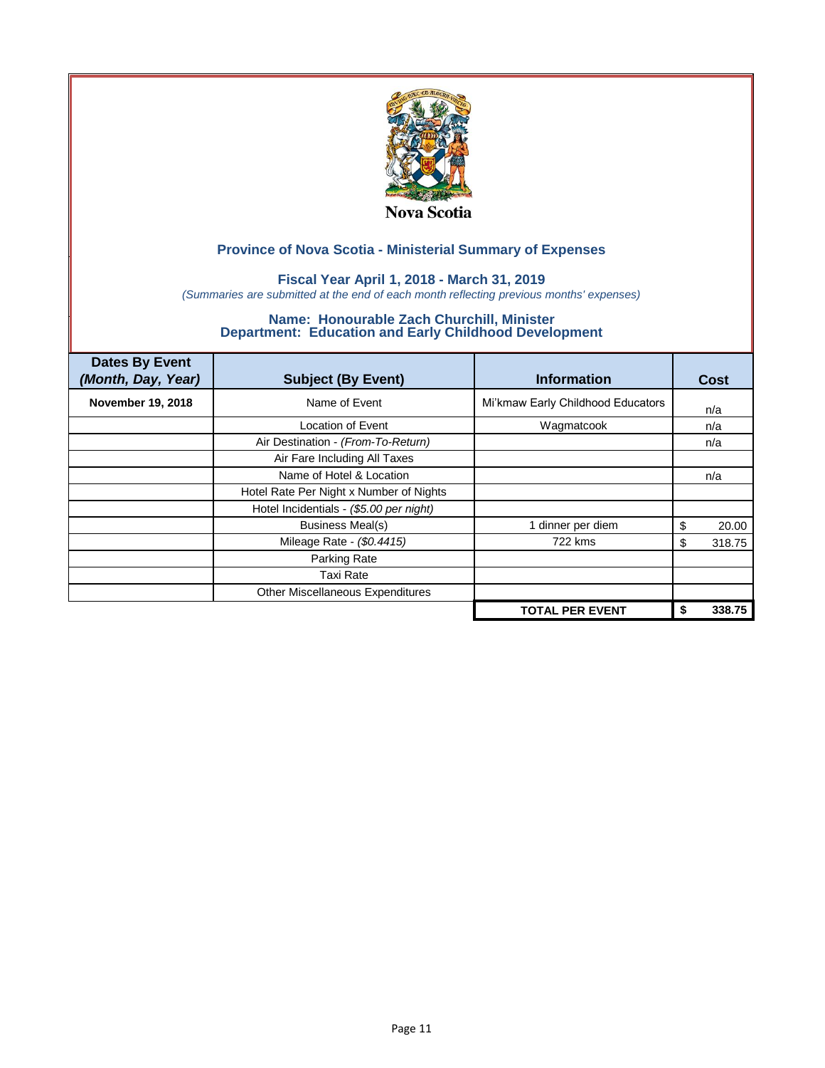Nova Scotia

## Province of Nova Scotia - Ministerial Summary of Expenses

### Fiscal Year April 1, 2018 - March 31, 2019

*(Summaries are submitted at the end of each month reflecting previous months' expenses)*

### Name: Honourable Zach Churchill, Minister
### Department: Education and Early Childhood Development

| Dates By Event *(Month, Day, Year)* | Subject (By Event) | Information | Cost |
|---|---|---|---|
| **November 19, 2018** | Name of Event | Mi'kmaw Early Childhood Educators | n/a |
| | Location of Event | Wagmatcook | n/a |
| | Air Destination - *(From-To-Return)* | | n/a |
| | Air Fare Including All Taxes | | |
| | Name of Hotel & Location | | n/a |
| | Hotel Rate Per Night x Number of Nights | | |
| | Hotel Incidentials - *($5.00 per night)* | | |
| | Business Meal(s) | 1 dinner per diem | $ 20.00 |
| | Mileage Rate - *($0.4415)* | 722 kms | $ 318.75 |
| | Parking Rate | | |
| | Taxi Rate | | |
| | Other Miscellaneous Expenditures | | |
| | | **TOTAL PER EVENT** | **$ 338.75** |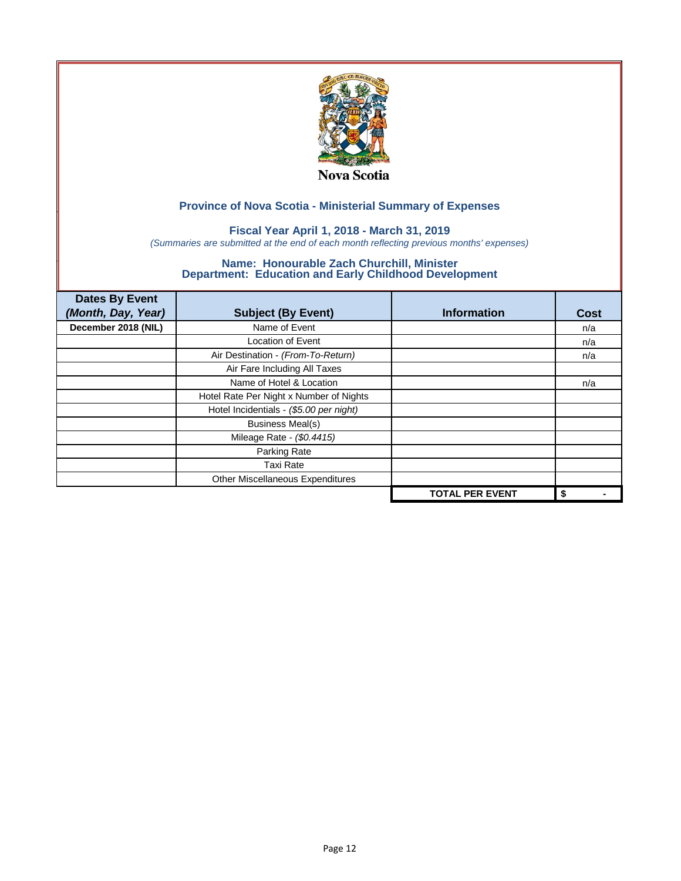Nova Scotia

## Province of Nova Scotia - Ministerial Summary of Expenses

### Fiscal Year April 1, 2018 - March 31, 2019

*(Summaries are submitted at the end of each month reflecting previous months' expenses)*

### Name: Honourable Zach Churchill, Minister
### Department: Education and Early Childhood Development

| Dates By Event *(Month, Day, Year)* | Subject (By Event) | Information | Cost |
|---|---|---|---|
| December 2018 (NIL) | Name of Event | | n/a |
| | Location of Event | | n/a |
| | Air Destination - *(From-To-Return)* | | n/a |
| | Air Fare Including All Taxes | | |
| | Name of Hotel & Location | | n/a |
| | Hotel Rate Per Night x Number of Nights | | |
| | Hotel Incidentials - *($5.00 per night)* | | |
| | Business Meal(s) | | |
| | Mileage Rate - *($0.4415)* | | |
| | Parking Rate | | |
| | Taxi Rate | | |
| | Other Miscellaneous Expenditures | | |
| | | **TOTAL PER EVENT** | **$ -** |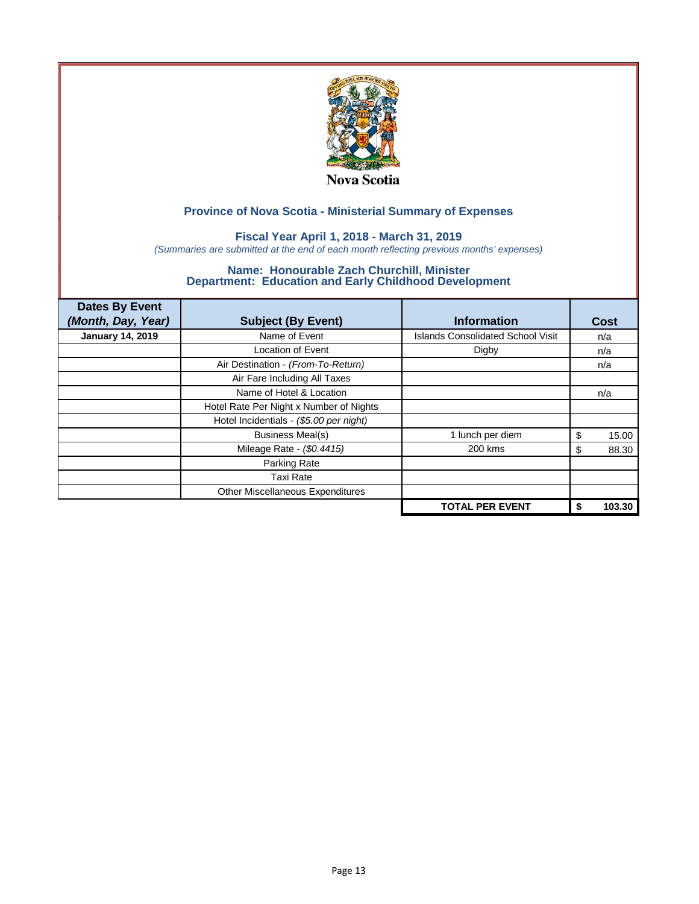Nova Scotia

## Province of Nova Scotia - Ministerial Summary of Expenses

### Fiscal Year April 1, 2018 - March 31, 2019

*(Summaries are submitted at the end of each month reflecting previous months' expenses)*

### Name: Honourable Zach Churchill, Minister
### Department: Education and Early Childhood Development

| Dates By Event *(Month, Day, Year)* | Subject (By Event) | Information | Cost |
|---|---|---|---|
| **January 14, 2019** | Name of Event | Islands Consolidated School Visit | n/a |
| | Location of Event | Digby | n/a |
| | Air Destination - *(From-To-Return)* | | n/a |
| | Air Fare Including All Taxes | | |
| | Name of Hotel & Location | | n/a |
| | Hotel Rate Per Night x Number of Nights | | |
| | Hotel Incidentials - *($5.00 per night)* | | |
| | Business Meal(s) | 1 lunch per diem | $ 15.00 |
| | Mileage Rate - *($0.4415)* | 200 kms | $ 88.30 |
| | Parking Rate | | |
| | Taxi Rate | | |
| | Other Miscellaneous Expenditures | | |
| | | **TOTAL PER EVENT** | **$ 103.30** |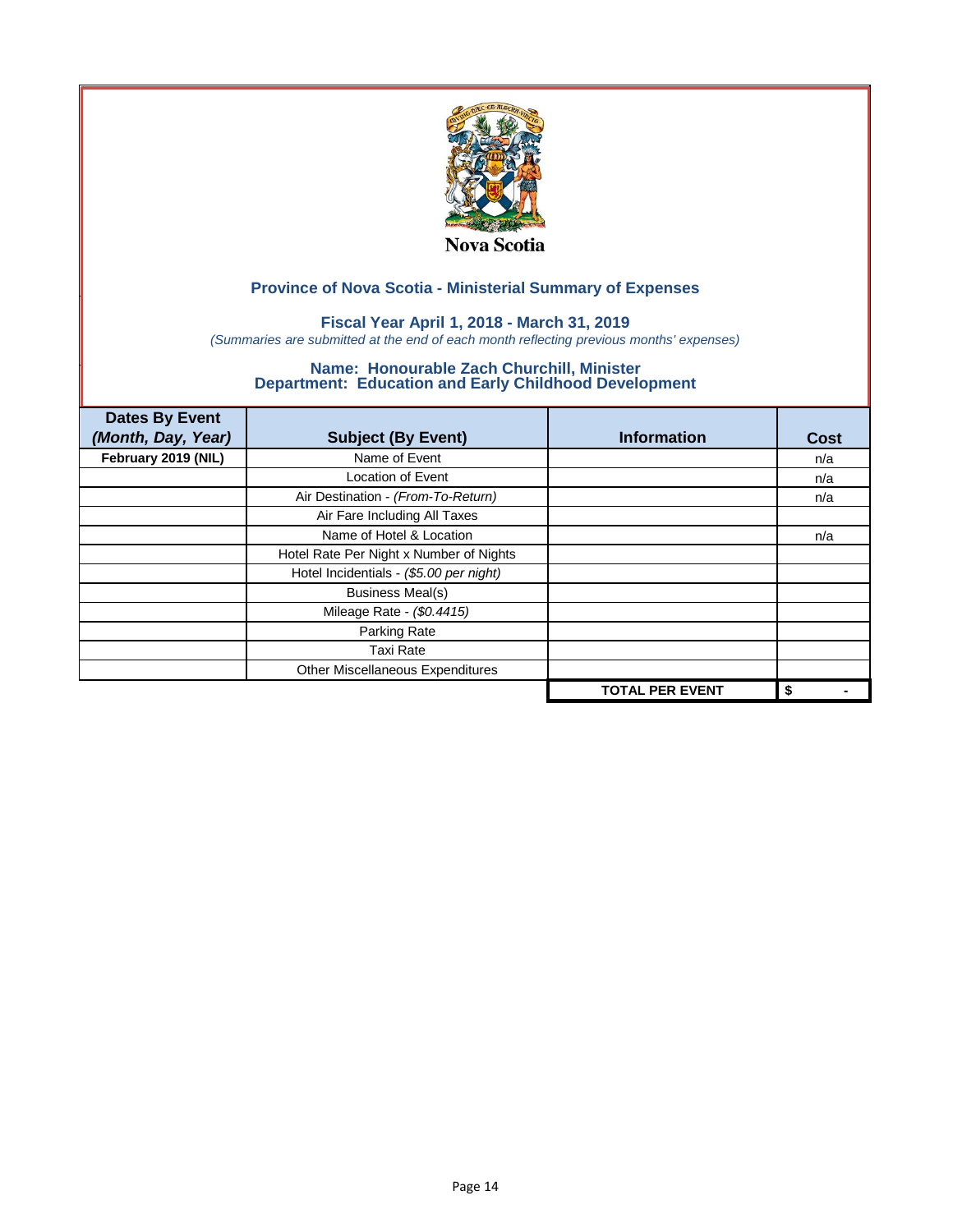Nova Scotia

## Province of Nova Scotia - Ministerial Summary of Expenses

### Fiscal Year April 1, 2018 - March 31, 2019

*(Summaries are submitted at the end of each month reflecting previous months' expenses)*

### Name: Honourable Zach Churchill, Minister
### Department: Education and Early Childhood Development

| Dates By Event *(Month, Day, Year)* | Subject (By Event) | Information | Cost |
|---|---|---|---|
| **February 2019 (NIL)** | Name of Event | | n/a |
| | Location of Event | | n/a |
| | Air Destination - *(From-To-Return)* | | n/a |
| | Air Fare Including All Taxes | | |
| | Name of Hotel & Location | | n/a |
| | Hotel Rate Per Night x Number of Nights | | |
| | Hotel Incidentials - *($5.00 per night)* | | |
| | Business Meal(s) | | |
| | Mileage Rate - *($0.4415)* | | |
| | Parking Rate | | |
| | Taxi Rate | | |
| | Other Miscellaneous Expenditures | | |
| | | **TOTAL PER EVENT** | **$ -** |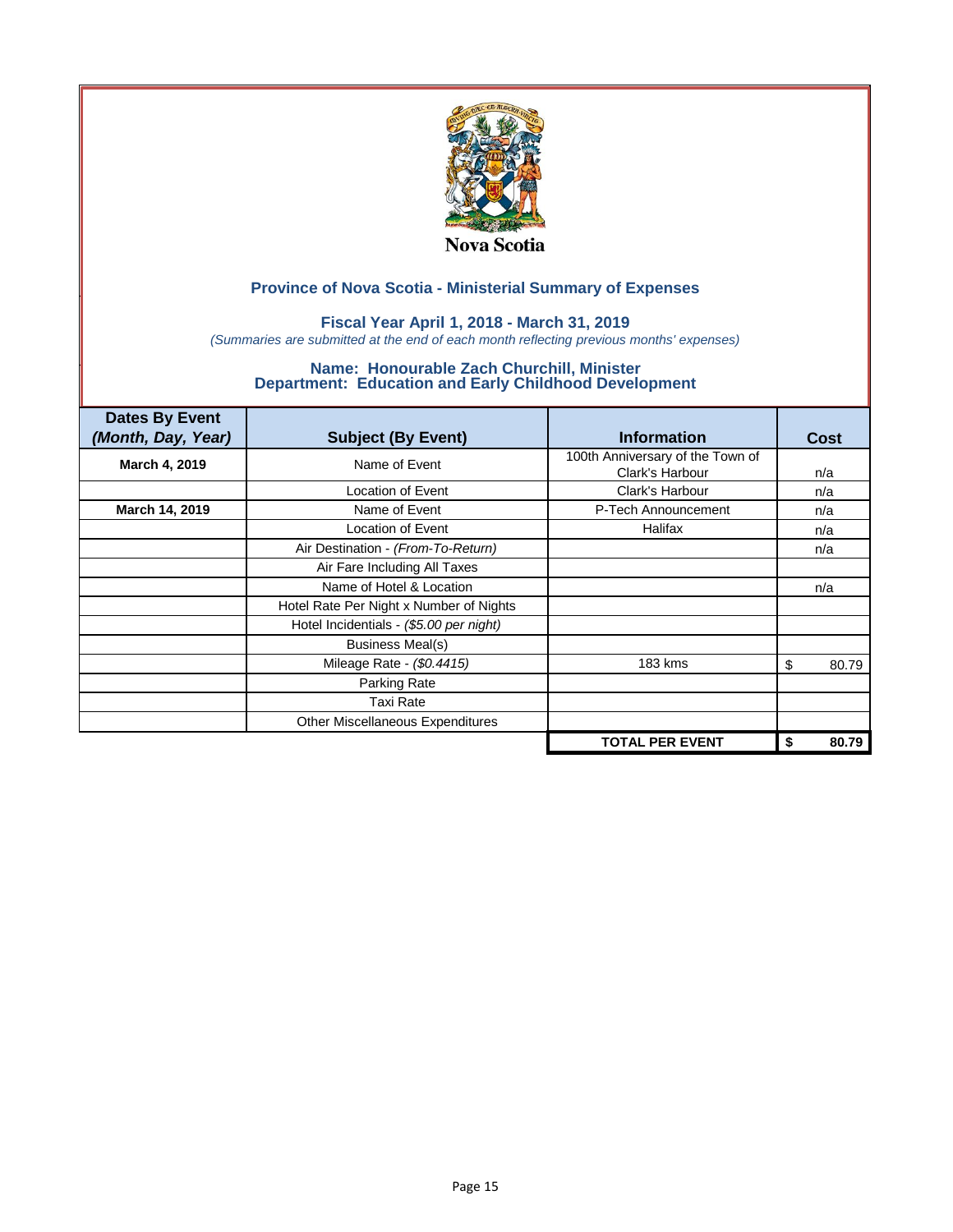Nova Scotia

## Province of Nova Scotia - Ministerial Summary of Expenses

### Fiscal Year April 1, 2018 - March 31, 2019

*(Summaries are submitted at the end of each month reflecting previous months' expenses)*

### Name: Honourable Zach Churchill, Minister
### Department: Education and Early Childhood Development

| Dates By Event *(Month, Day, Year)* | Subject (By Event) | Information | Cost |
|---|---|---|---|
| **March 4, 2019** | Name of Event | 100th Anniversary of the Town of Clark's Harbour | n/a |
| | Location of Event | Clark's Harbour | n/a |
| **March 14, 2019** | Name of Event | P-Tech Announcement | n/a |
| | Location of Event | Halifax | n/a |
| | Air Destination - *(From-To-Return)* | | n/a |
| | Air Fare Including All Taxes | | |
| | Name of Hotel & Location | | n/a |
| | Hotel Rate Per Night x Number of Nights | | |
| | Hotel Incidentials - *($5.00 per night)* | | |
| | Business Meal(s) | | |
| | Mileage Rate - *($0.4415)* | 183 kms | $ 80.79 |
| | Parking Rate | | |
| | Taxi Rate | | |
| | Other Miscellaneous Expenditures | | |
| | | **TOTAL PER EVENT** | **$ 80.79** |